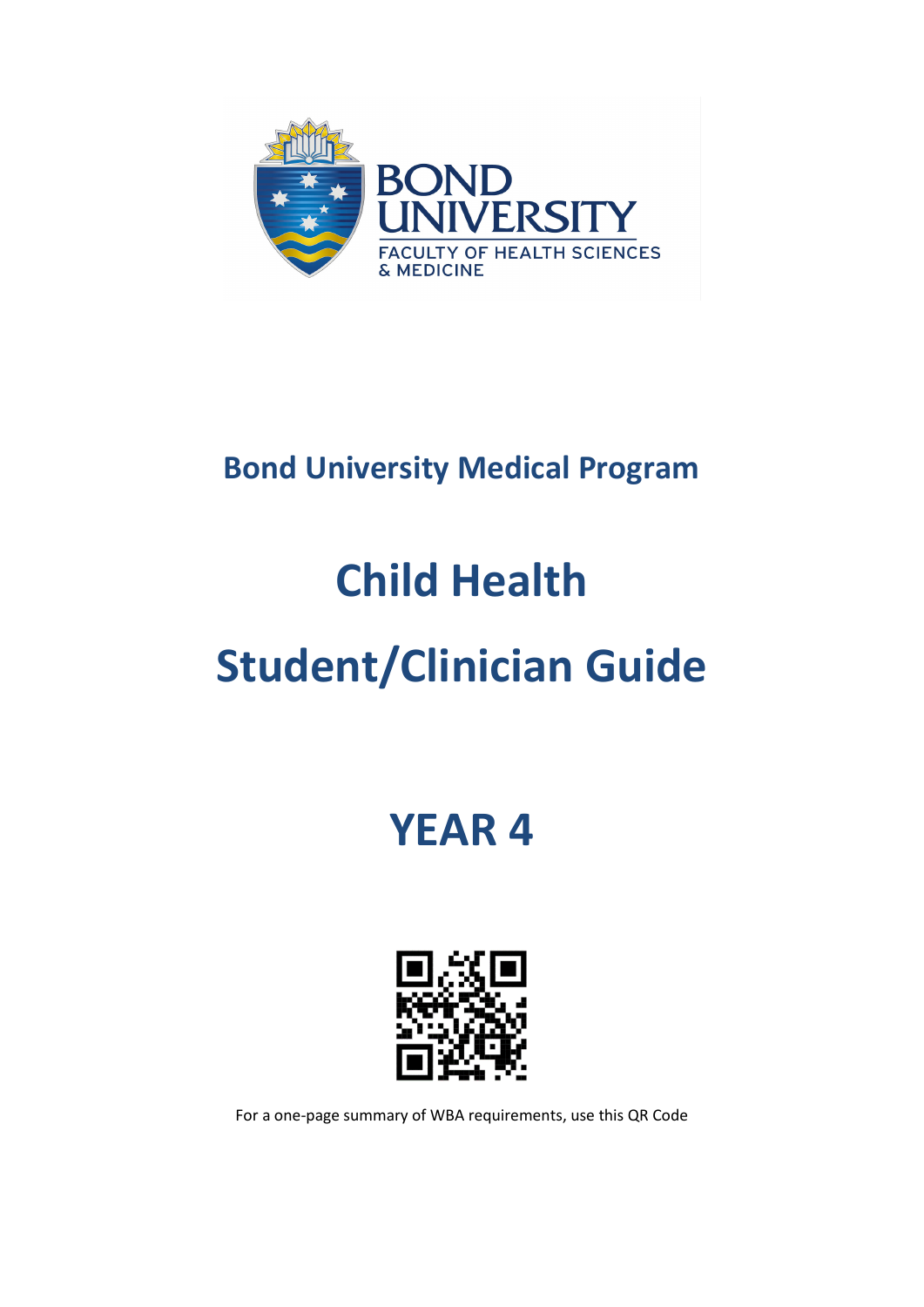BOND UNIVERSITY
FACULTY OF HEALTH SCIENCES & MEDICINE

## Bond University Medical Program

# Child Health

# Student/Clinician Guide

# YEAR 4

For a one-page summary of WBA requirements, use this QR Code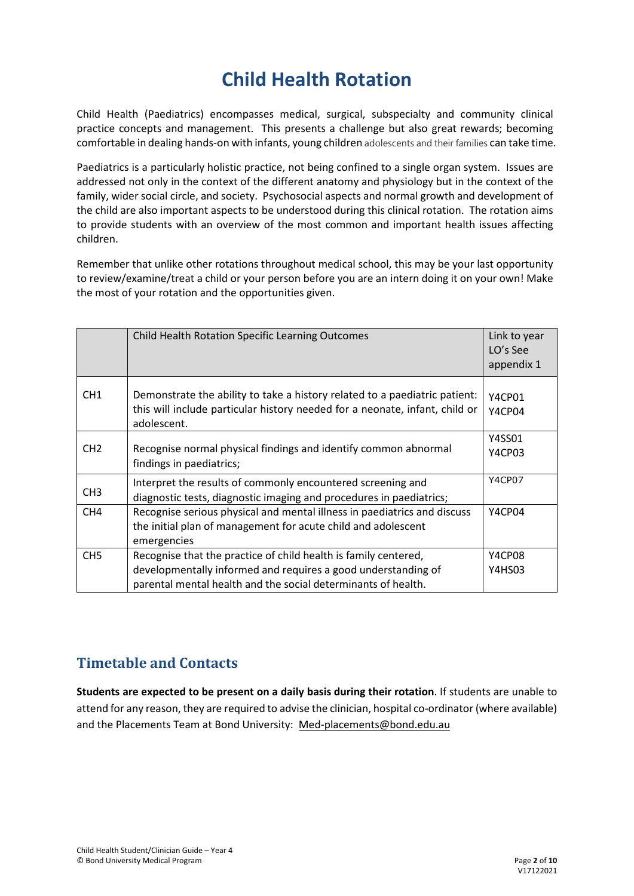# Child Health Rotation

Child Health (Paediatrics) encompasses medical, surgical, subspecialty and community clinical practice concepts and management. This presents a challenge but also great rewards; becoming comfortable in dealing hands-on with infants, young children adolescents and their families can take time.

Paediatrics is a particularly holistic practice, not being confined to a single organ system. Issues are addressed not only in the context of the different anatomy and physiology but in the context of the family, wider social circle, and society. Psychosocial aspects and normal growth and development of the child are also important aspects to be understood during this clinical rotation. The rotation aims to provide students with an overview of the most common and important health issues affecting children.

Remember that unlike other rotations throughout medical school, this may be your last opportunity to review/examine/treat a child or your person before you are an intern doing it on your own! Make the most of your rotation and the opportunities given.

| | Child Health Rotation Specific Learning Outcomes | Link to year LO's See appendix 1 |
|---|---|---|
| CH1 | Demonstrate the ability to take a history related to a paediatric patient: this will include particular history needed for a neonate, infant, child or adolescent. | Y4CP01<br>Y4CP04 |
| CH2 | Recognise normal physical findings and identify common abnormal findings in paediatrics; | Y4SS01<br>Y4CP03 |
| CH3 | Interpret the results of commonly encountered screening and diagnostic tests, diagnostic imaging and procedures in paediatrics; | Y4CP07 |
| CH4 | Recognise serious physical and mental illness in paediatrics and discuss the initial plan of management for acute child and adolescent emergencies | Y4CP04 |
| CH5 | Recognise that the practice of child health is family centered, developmentally informed and requires a good understanding of parental mental health and the social determinants of health. | Y4CP08<br>Y4HS03 |

## Timetable and Contacts

**Students are expected to be present on a daily basis during their rotation**. If students are unable to attend for any reason, they are required to advise the clinician, hospital co-ordinator (where available) and the Placements Team at Bond University: Med-placements@bond.edu.au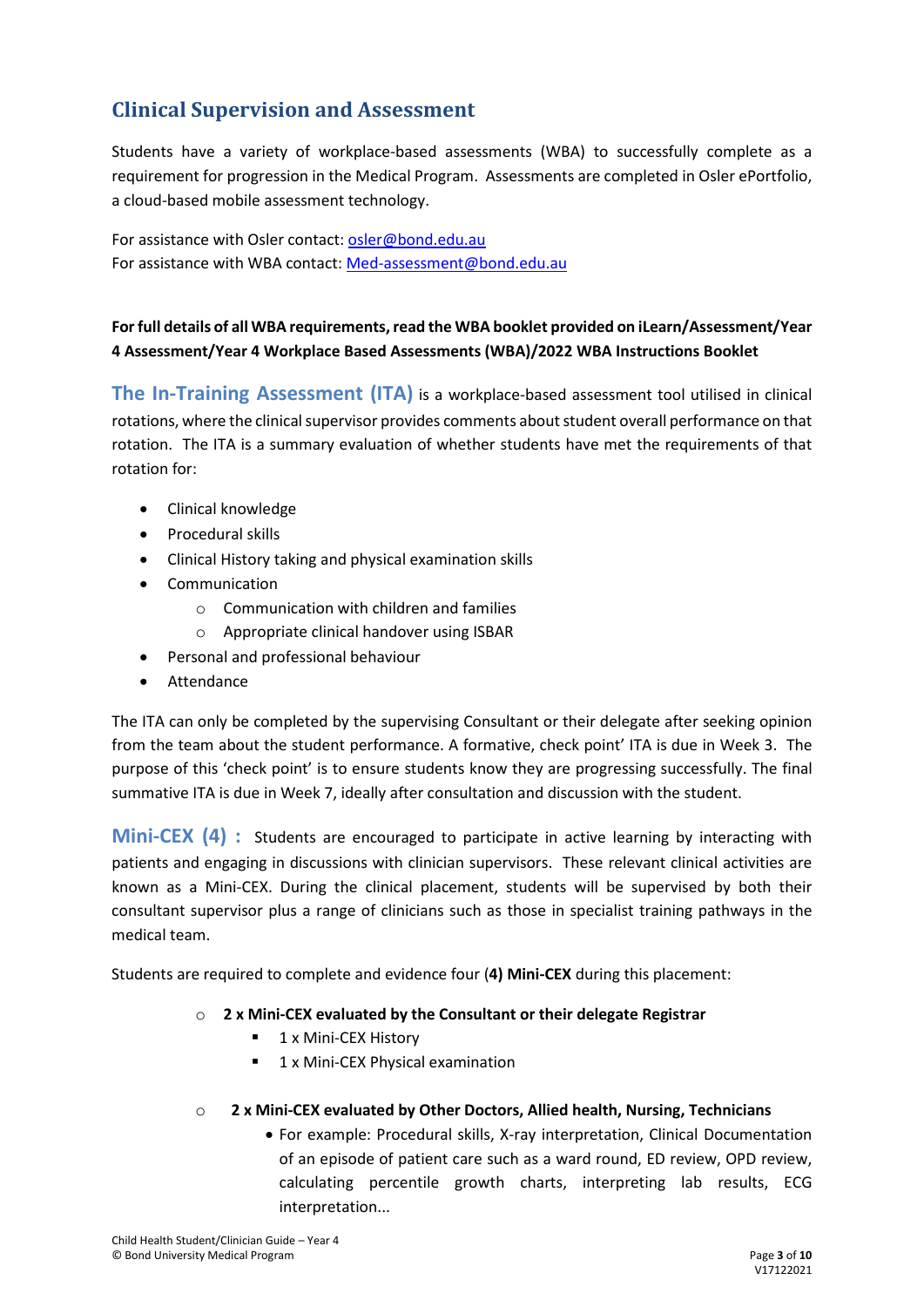## Clinical Supervision and Assessment

Students have a variety of workplace-based assessments (WBA) to successfully complete as a requirement for progression in the Medical Program. Assessments are completed in Osler ePortfolio, a cloud-based mobile assessment technology.

For assistance with Osler contact: osler@bond.edu.au
For assistance with WBA contact: Med-assessment@bond.edu.au

**For full details of all WBA requirements, read the WBA booklet provided on iLearn/Assessment/Year 4 Assessment/Year 4 Workplace Based Assessments (WBA)/2022 WBA Instructions Booklet**

**The In-Training Assessment (ITA)** is a workplace-based assessment tool utilised in clinical rotations, where the clinical supervisor provides comments about student overall performance on that rotation. The ITA is a summary evaluation of whether students have met the requirements of that rotation for:

- Clinical knowledge
- Procedural skills
- Clinical History taking and physical examination skills
- Communication
  - Communication with children and families
  - Appropriate clinical handover using ISBAR
- Personal and professional behaviour
- Attendance

The ITA can only be completed by the supervising Consultant or their delegate after seeking opinion from the team about the student performance. A formative, check point' ITA is due in Week 3. The purpose of this 'check point' is to ensure students know they are progressing successfully. The final summative ITA is due in Week 7, ideally after consultation and discussion with the student.

**Mini-CEX (4) :** Students are encouraged to participate in active learning by interacting with patients and engaging in discussions with clinician supervisors. These relevant clinical activities are known as a Mini-CEX. During the clinical placement, students will be supervised by both their consultant supervisor plus a range of clinicians such as those in specialist training pathways in the medical team.

Students are required to complete and evidence four (**4) Mini-CEX** during this placement:

- **2 x Mini-CEX evaluated by the Consultant or their delegate Registrar**
  - 1 x Mini-CEX History
  - 1 x Mini-CEX Physical examination

- **2 x Mini-CEX evaluated by Other Doctors, Allied health, Nursing, Technicians**
  - For example: Procedural skills, X-ray interpretation, Clinical Documentation of an episode of patient care such as a ward round, ED review, OPD review, calculating percentile growth charts, interpreting lab results, ECG interpretation...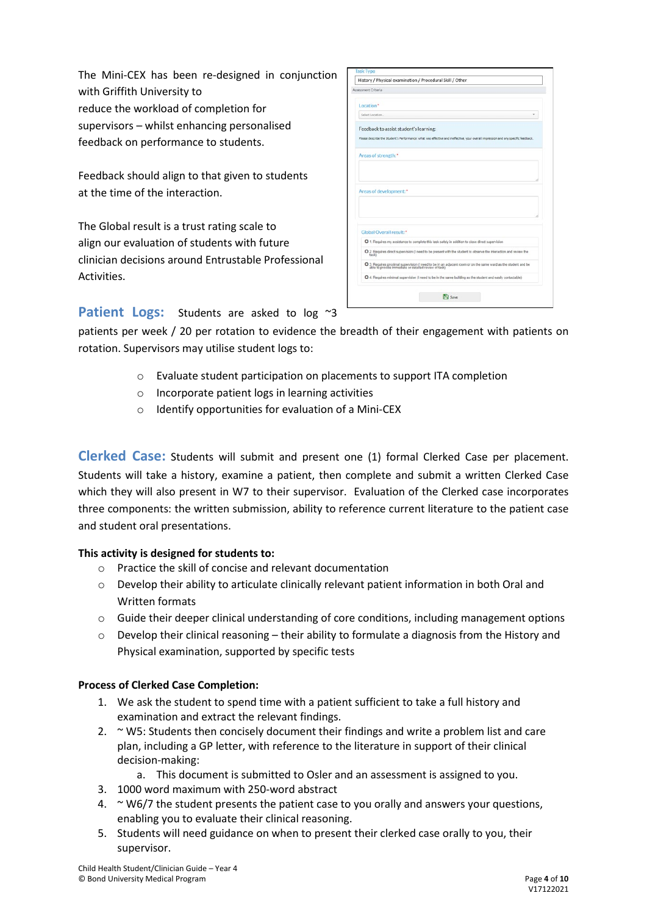The Mini-CEX has been re-designed in conjunction with Griffith University to reduce the workload of completion for supervisors – whilst enhancing personalised feedback on performance to students.

Feedback should align to that given to students at the time of the interaction.

The Global result is a trust rating scale to align our evaluation of students with future clinician decisions around Entrustable Professional Activities.

Task Type

History / Physical examination / Procedural Skill / Other

Assessment Criteria

Location*

Select Location...

Feedback to assist student's learning:

Please describe the student's Performance: what was effective and ineffective, your overall impression and any specific feedback.

Areas of strength:*

Areas of development:*

Global Overall result:*

- 1. Requires my assistance to complete this task safely in addition to close direct supervision
- 2. Requires direct supervision (I need to be present with the student to observe the interaction and review the task)
- 3. Requires proximal supervision (I need to be in an adjacent room or on the same ward as the student and be able to provide immediate or detailed review of task)
- 4. Requires minimal supervision (I need to be in the same building as the student and easily contactable)

Save

**Patient Logs:** Students are asked to log ~3 patients per week / 20 per rotation to evidence the breadth of their engagement with patients on rotation. Supervisors may utilise student logs to:

- Evaluate student participation on placements to support ITA completion
- Incorporate patient logs in learning activities
- Identify opportunities for evaluation of a Mini-CEX

**Clerked Case:** Students will submit and present one (1) formal Clerked Case per placement. Students will take a history, examine a patient, then complete and submit a written Clerked Case which they will also present in W7 to their supervisor. Evaluation of the Clerked case incorporates three components: the written submission, ability to reference current literature to the patient case and student oral presentations.

**This activity is designed for students to:**

- Practice the skill of concise and relevant documentation
- Develop their ability to articulate clinically relevant patient information in both Oral and Written formats
- Guide their deeper clinical understanding of core conditions, including management options
- Develop their clinical reasoning – their ability to formulate a diagnosis from the History and Physical examination, supported by specific tests

**Process of Clerked Case Completion:**

1. We ask the student to spend time with a patient sufficient to take a full history and examination and extract the relevant findings.
2. ~ W5: Students then concisely document their findings and write a problem list and care plan, including a GP letter, with reference to the literature in support of their clinical decision-making:
    a. This document is submitted to Osler and an assessment is assigned to you.
3. 1000 word maximum with 250-word abstract
4. ~ W6/7 the student presents the patient case to you orally and answers your questions, enabling you to evaluate their clinical reasoning.
5. Students will need guidance on when to present their clerked case orally to you, their supervisor.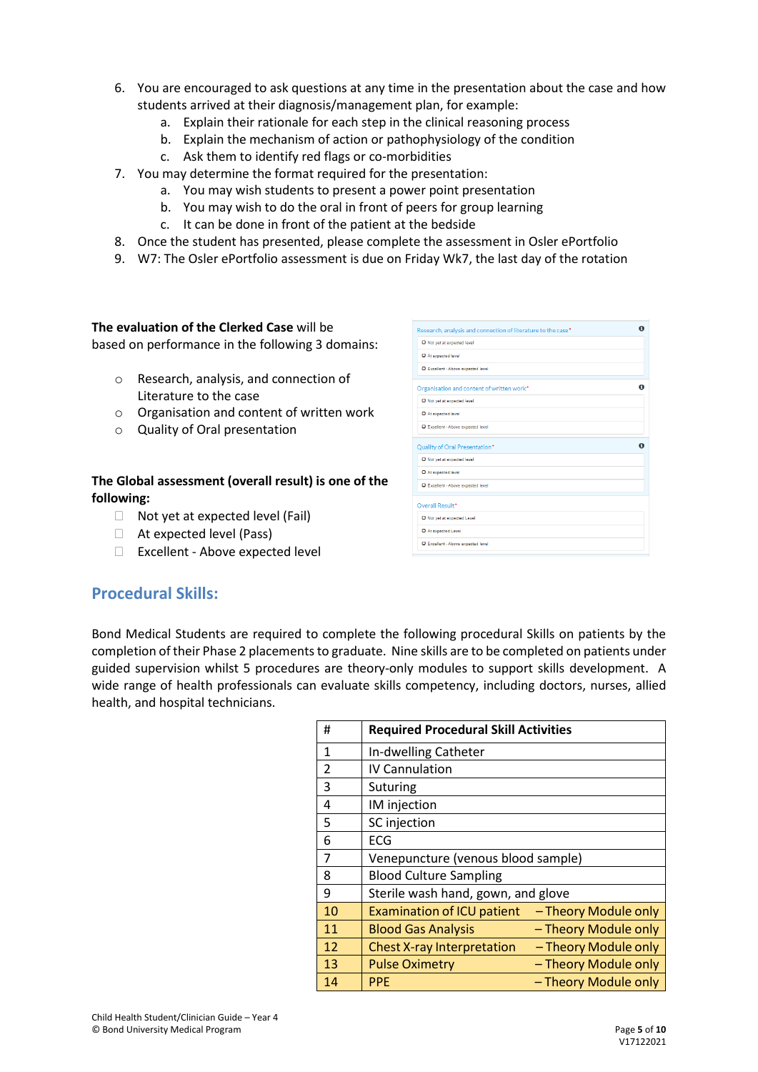6. You are encouraged to ask questions at any time in the presentation about the case and how students arrived at their diagnosis/management plan, for example:
    a. Explain their rationale for each step in the clinical reasoning process
    b. Explain the mechanism of action or pathophysiology of the condition
    c. Ask them to identify red flags or co-morbidities
7. You may determine the format required for the presentation:
    a. You may wish students to present a power point presentation
    b. You may wish to do the oral in front of peers for group learning
    c. It can be done in front of the patient at the bedside
8. Once the student has presented, please complete the assessment in Osler ePortfolio
9. W7: The Osler ePortfolio assessment is due on Friday Wk7, the last day of the rotation

**The evaluation of the Clerked Case** will be based on performance in the following 3 domains:

- Research, analysis, and connection of Literature to the case
- Organisation and content of written work
- Quality of Oral presentation

**The Global assessment (overall result) is one of the following:**

- Not yet at expected level (Fail)
- At expected level (Pass)
- Excellent - Above expected level

Research, analysis and connection of literature to the case*
- Not yet at expected level
- At expected level
- Excellent - Above expected level

Organisation and content of written work*
- Not yet at expected level
- At expected level
- Excellent - Above expected level

Quality of Oral Presentation*
- Not yet at expected level
- At expected level
- Excellent - Above expected level

Overall Result*
- Not yet at expected Level
- At expected Level
- Excellent - Above expected level

## Procedural Skills:

Bond Medical Students are required to complete the following procedural Skills on patients by the completion of their Phase 2 placements to graduate. Nine skills are to be completed on patients under guided supervision whilst 5 procedures are theory-only modules to support skills development. A wide range of health professionals can evaluate skills competency, including doctors, nurses, allied health, and hospital technicians.

| # | Required Procedural Skill Activities |
|---|---|
| 1 | In-dwelling Catheter |
| 2 | IV Cannulation |
| 3 | Suturing |
| 4 | IM injection |
| 5 | SC injection |
| 6 | ECG |
| 7 | Venepuncture (venous blood sample) |
| 8 | Blood Culture Sampling |
| 9 | Sterile wash hand, gown, and glove |
| 10 | Examination of ICU patient – Theory Module only |
| 11 | Blood Gas Analysis – Theory Module only |
| 12 | Chest X-ray Interpretation – Theory Module only |
| 13 | Pulse Oximetry – Theory Module only |
| 14 | PPE – Theory Module only |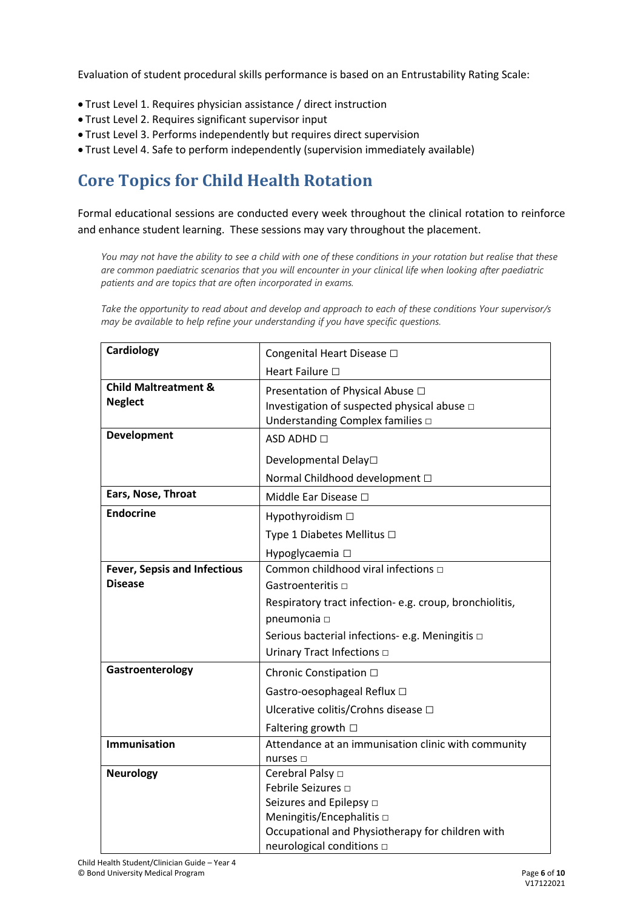Evaluation of student procedural skills performance is based on an Entrustability Rating Scale:

- Trust Level 1. Requires physician assistance / direct instruction
- Trust Level 2. Requires significant supervisor input
- Trust Level 3. Performs independently but requires direct supervision
- Trust Level 4. Safe to perform independently (supervision immediately available)

# Core Topics for Child Health Rotation

Formal educational sessions are conducted every week throughout the clinical rotation to reinforce and enhance student learning. These sessions may vary throughout the placement.

*You may not have the ability to see a child with one of these conditions in your rotation but realise that these are common paediatric scenarios that you will encounter in your clinical life when looking after paediatric patients and are topics that are often incorporated in exams.*

*Take the opportunity to read about and develop and approach to each of these conditions Your supervisor/s may be available to help refine your understanding if you have specific questions.*

| | |
|---|---|
| **Cardiology** | Congenital Heart Disease ☐<br>Heart Failure ☐ |
| **Child Maltreatment & Neglect** | Presentation of Physical Abuse ☐<br>Investigation of suspected physical abuse ☐<br>Understanding Complex families ☐ |
| **Development** | ASD ADHD ☐<br>Developmental Delay☐<br>Normal Childhood development ☐ |
| **Ears, Nose, Throat** | Middle Ear Disease ☐ |
| **Endocrine** | Hypothyroidism ☐<br>Type 1 Diabetes Mellitus ☐<br>Hypoglycaemia ☐ |
| **Fever, Sepsis and Infectious Disease** | Common childhood viral infections ☐<br>Gastroenteritis ☐<br>Respiratory tract infection- e.g. croup, bronchiolitis, pneumonia ☐<br>Serious bacterial infections- e.g. Meningitis ☐<br>Urinary Tract Infections ☐ |
| **Gastroenterology** | Chronic Constipation ☐<br>Gastro-oesophageal Reflux ☐<br>Ulcerative colitis/Crohns disease ☐<br>Faltering growth ☐ |
| **Immunisation** | Attendance at an immunisation clinic with community nurses ☐ |
| **Neurology** | Cerebral Palsy ☐<br>Febrile Seizures ☐<br>Seizures and Epilepsy ☐<br>Meningitis/Encephalitis ☐<br>Occupational and Physiotherapy for children with neurological conditions ☐ |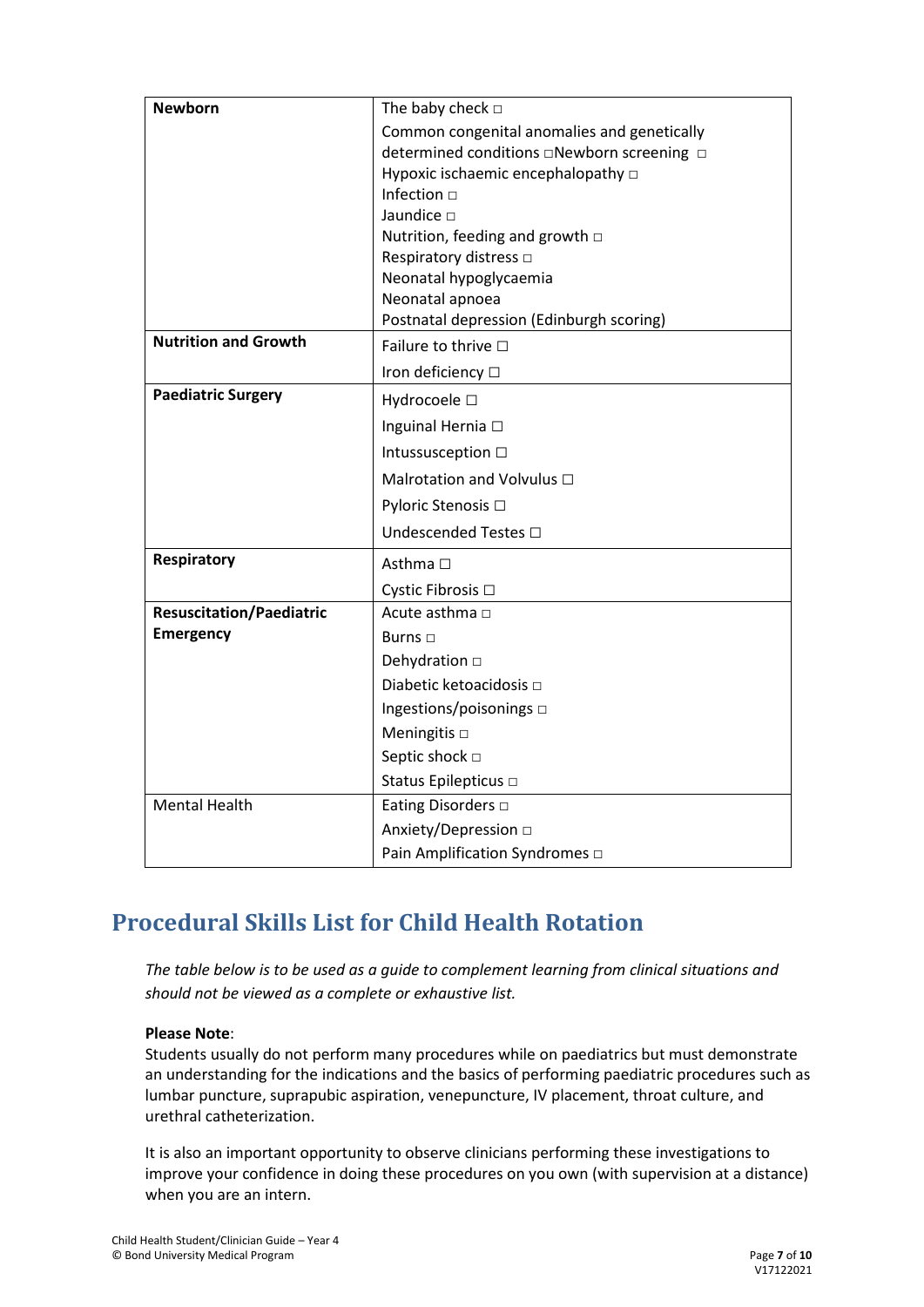| | |
|---|---|
| **Newborn** | The baby check □<br>Common congenital anomalies and genetically determined conditions □Newborn screening □<br>Hypoxic ischaemic encephalopathy □<br>Infection □<br>Jaundice □<br>Nutrition, feeding and growth □<br>Respiratory distress □<br>Neonatal hypoglycaemia<br>Neonatal apnoea<br>Postnatal depression (Edinburgh scoring) |
| **Nutrition and Growth** | Failure to thrive ☐<br>Iron deficiency ☐ |
| **Paediatric Surgery** | Hydrocoele ☐<br>Inguinal Hernia ☐<br>Intussusception ☐<br>Malrotation and Volvulus ☐<br>Pyloric Stenosis ☐<br>Undescended Testes ☐ |
| **Respiratory** | Asthma ☐<br>Cystic Fibrosis ☐ |
| **Resuscitation/Paediatric Emergency** | Acute asthma □<br>Burns □<br>Dehydration □<br>Diabetic ketoacidosis □<br>Ingestions/poisonings □<br>Meningitis □<br>Septic shock □<br>Status Epilepticus □ |
| Mental Health | Eating Disorders □<br>Anxiety/Depression □<br>Pain Amplification Syndromes □ |

## Procedural Skills List for Child Health Rotation

*The table below is to be used as a guide to complement learning from clinical situations and should not be viewed as a complete or exhaustive list.*

**Please Note**:
Students usually do not perform many procedures while on paediatrics but must demonstrate an understanding for the indications and the basics of performing paediatric procedures such as lumbar puncture, suprapubic aspiration, venepuncture, IV placement, throat culture, and urethral catheterization.

It is also an important opportunity to observe clinicians performing these investigations to improve your confidence in doing these procedures on you own (with supervision at a distance) when you are an intern.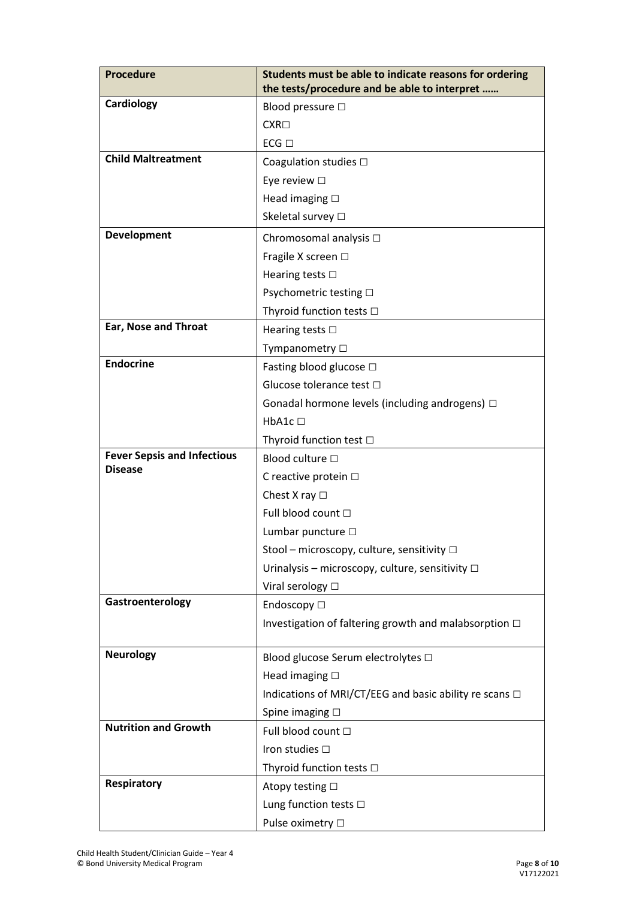| Procedure | Students must be able to indicate reasons for ordering the tests/procedure and be able to interpret …… |
|---|---|
| **Cardiology** | Blood pressure □ |
| | CXR□ |
| | ECG □ |
| **Child Maltreatment** | Coagulation studies □ |
| | Eye review □ |
| | Head imaging □ |
| | Skeletal survey □ |
| **Development** | Chromosomal analysis □ |
| | Fragile X screen □ |
| | Hearing tests □ |
| | Psychometric testing □ |
| | Thyroid function tests □ |
| **Ear, Nose and Throat** | Hearing tests □ |
| | Tympanometry □ |
| **Endocrine** | Fasting blood glucose □ |
| | Glucose tolerance test □ |
| | Gonadal hormone levels (including androgens) □ |
| | HbA1c □ |
| | Thyroid function test □ |
| **Fever Sepsis and Infectious Disease** | Blood culture □ |
| | C reactive protein □ |
| | Chest X ray □ |
| | Full blood count □ |
| | Lumbar puncture □ |
| | Stool – microscopy, culture, sensitivity □ |
| | Urinalysis – microscopy, culture, sensitivity □ |
| | Viral serology □ |
| **Gastroenterology** | Endoscopy □ |
| | Investigation of faltering growth and malabsorption □ |
| **Neurology** | Blood glucose Serum electrolytes □ |
| | Head imaging □ |
| | Indications of MRI/CT/EEG and basic ability re scans □ |
| | Spine imaging □ |
| **Nutrition and Growth** | Full blood count □ |
| | Iron studies □ |
| | Thyroid function tests □ |
| **Respiratory** | Atopy testing □ |
| | Lung function tests □ |
| | Pulse oximetry □ |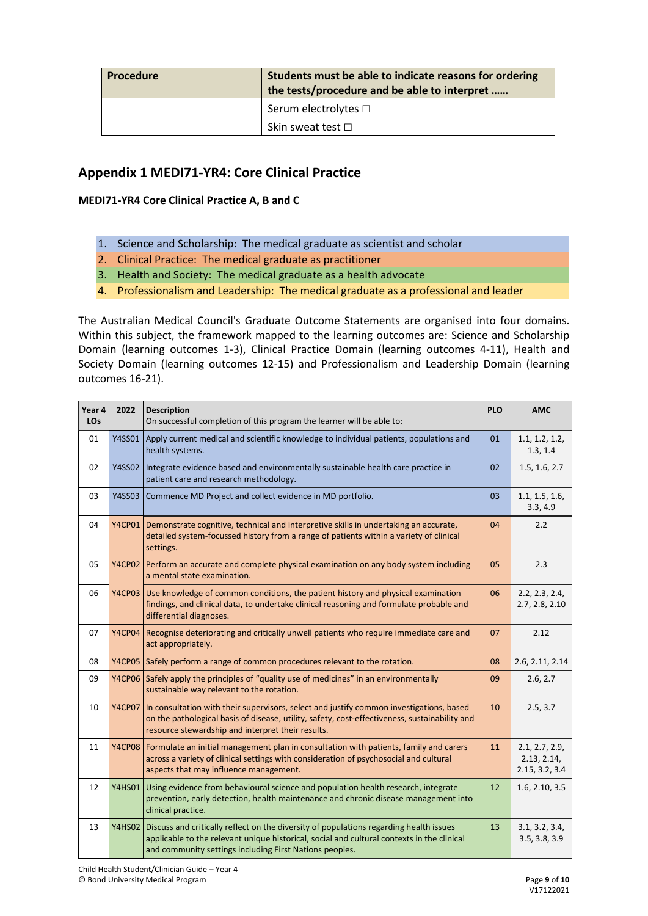| Procedure | Students must be able to indicate reasons for ordering the tests/procedure and be able to interpret …… |
|---|---|
| | Serum electrolytes ☐ |
| | Skin sweat test ☐ |

## Appendix 1 MEDI71-YR4: Core Clinical Practice

**MEDI71-YR4 Core Clinical Practice A, B and C**

1. Science and Scholarship: The medical graduate as scientist and scholar
2. Clinical Practice: The medical graduate as practitioner
3. Health and Society: The medical graduate as a health advocate
4. Professionalism and Leadership: The medical graduate as a professional and leader

The Australian Medical Council's Graduate Outcome Statements are organised into four domains. Within this subject, the framework mapped to the learning outcomes are: Science and Scholarship Domain (learning outcomes 1-3), Clinical Practice Domain (learning outcomes 4-11), Health and Society Domain (learning outcomes 12-15) and Professionalism and Leadership Domain (learning outcomes 16-21).

| Year 4 LOs | 2022 | Description<br>On successful completion of this program the learner will be able to: | PLO | AMC |
|---|---|---|---|---|
| 01 | Y4SS01 | Apply current medical and scientific knowledge to individual patients, populations and health systems. | 01 | 1.1, 1.2, 1.2, 1.3, 1.4 |
| 02 | Y4SS02 | Integrate evidence based and environmentally sustainable health care practice in patient care and research methodology. | 02 | 1.5, 1.6, 2.7 |
| 03 | Y4SS03 | Commence MD Project and collect evidence in MD portfolio. | 03 | 1.1, 1.5, 1.6, 3.3, 4.9 |
| 04 | Y4CP01 | Demonstrate cognitive, technical and interpretive skills in undertaking an accurate, detailed system-focussed history from a range of patients within a variety of clinical settings. | 04 | 2.2 |
| 05 | Y4CP02 | Perform an accurate and complete physical examination on any body system including a mental state examination. | 05 | 2.3 |
| 06 | Y4CP03 | Use knowledge of common conditions, the patient history and physical examination findings, and clinical data, to undertake clinical reasoning and formulate probable and differential diagnoses. | 06 | 2.2, 2.3, 2.4, 2.7, 2.8, 2.10 |
| 07 | Y4CP04 | Recognise deteriorating and critically unwell patients who require immediate care and act appropriately. | 07 | 2.12 |
| 08 | Y4CP05 | Safely perform a range of common procedures relevant to the rotation. | 08 | 2.6, 2.11, 2.14 |
| 09 | Y4CP06 | Safely apply the principles of "quality use of medicines" in an environmentally sustainable way relevant to the rotation. | 09 | 2.6, 2.7 |
| 10 | Y4CP07 | In consultation with their supervisors, select and justify common investigations, based on the pathological basis of disease, utility, safety, cost-effectiveness, sustainability and resource stewardship and interpret their results. | 10 | 2.5, 3.7 |
| 11 | Y4CP08 | Formulate an initial management plan in consultation with patients, family and carers across a variety of clinical settings with consideration of psychosocial and cultural aspects that may influence management. | 11 | 2.1, 2.7, 2.9, 2.13, 2.14, 2.15, 3.2, 3.4 |
| 12 | Y4HS01 | Using evidence from behavioural science and population health research, integrate prevention, early detection, health maintenance and chronic disease management into clinical practice. | 12 | 1.6, 2.10, 3.5 |
| 13 | Y4HS02 | Discuss and critically reflect on the diversity of populations regarding health issues applicable to the relevant unique historical, social and cultural contexts in the clinical and community settings including First Nations peoples. | 13 | 3.1, 3.2, 3.4, 3.5, 3.8, 3.9 |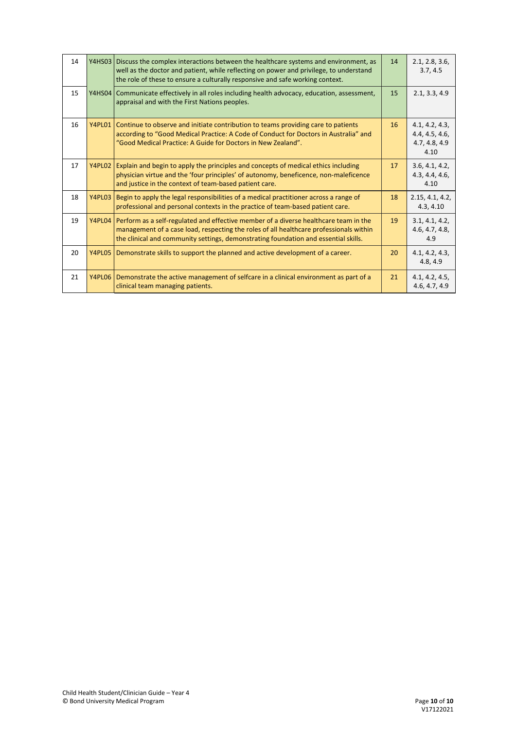| | | | | |
|---|---|---|---|---|
| 14 | Y4HS03 | Discuss the complex interactions between the healthcare systems and environment, as well as the doctor and patient, while reflecting on power and privilege, to understand the role of these to ensure a culturally responsive and safe working context. | 14 | 2.1, 2.8, 3.6, 3.7, 4.5 |
| 15 | Y4HS04 | Communicate effectively in all roles including health advocacy, education, assessment, appraisal and with the First Nations peoples. | 15 | 2.1, 3.3, 4.9 |
| 16 | Y4PL01 | Continue to observe and initiate contribution to teams providing care to patients according to "Good Medical Practice: A Code of Conduct for Doctors in Australia" and "Good Medical Practice: A Guide for Doctors in New Zealand". | 16 | 4.1, 4.2, 4.3, 4.4, 4.5, 4.6, 4.7, 4.8, 4.9 4.10 |
| 17 | Y4PL02 | Explain and begin to apply the principles and concepts of medical ethics including physician virtue and the 'four principles' of autonomy, beneficence, non-maleficence and justice in the context of team-based patient care. | 17 | 3.6, 4.1, 4.2, 4.3, 4.4, 4.6, 4.10 |
| 18 | Y4PL03 | Begin to apply the legal responsibilities of a medical practitioner across a range of professional and personal contexts in the practice of team-based patient care. | 18 | 2.15, 4.1, 4.2, 4.3, 4.10 |
| 19 | Y4PL04 | Perform as a self-regulated and effective member of a diverse healthcare team in the management of a case load, respecting the roles of all healthcare professionals within the clinical and community settings, demonstrating foundation and essential skills. | 19 | 3.1, 4.1, 4.2, 4.6, 4.7, 4.8, 4.9 |
| 20 | Y4PL05 | Demonstrate skills to support the planned and active development of a career. | 20 | 4.1, 4.2, 4.3, 4.8, 4.9 |
| 21 | Y4PL06 | Demonstrate the active management of selfcare in a clinical environment as part of a clinical team managing patients. | 21 | 4.1, 4.2, 4.5, 4.6, 4.7, 4.9 |